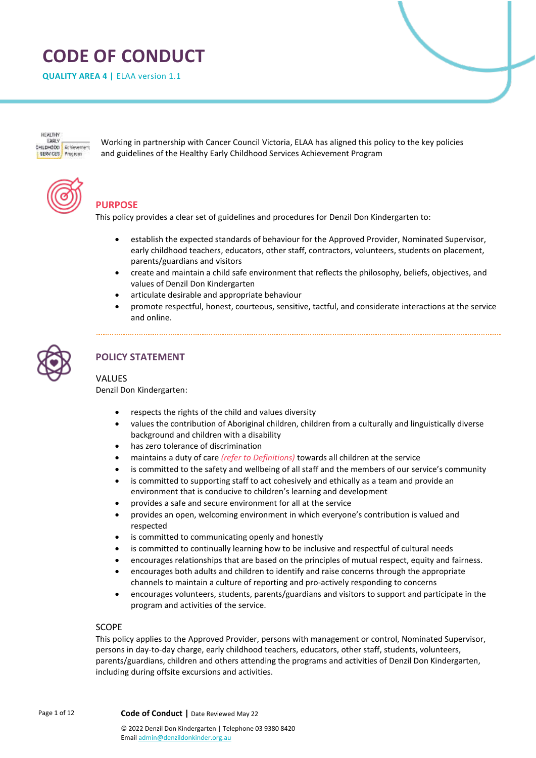# CODE OF CONDUCT

**QUALITY AREA 4 |** ELAA version 1.1

Working in partnership with Cancer Council Victoria, ELAA has aligned this policy to the key policies and guidelines of the Healthy Early Childhood Services Achievement Program

## PURPOSE

This policy provides a clear set of guidelines and procedures for Denzil Don Kindergarten to:

- establish the expected standards of behaviour for the Approved Provider, Nominated Supervisor, early childhood teachers, educators, other staff, contractors, volunteers, students on placement, parents/guardians and visitors
- create and maintain a child safe environment that reflects the philosophy, beliefs, objectives, and values of Denzil Don Kindergarten
- articulate desirable and appropriate behaviour
- promote respectful, honest, courteous, sensitive, tactful, and considerate interactions at the service and online.

## POLICY STATEMENT

### VALUES

Denzil Don Kindergarten:

- respects the rights of the child and values diversity
- values the contribution of Aboriginal children, children from a culturally and linguistically diverse background and children with a disability
- has zero tolerance of discrimination
- maintains a duty of care *(refer to Definitions)* towards all children at the service
- is committed to the safety and wellbeing of all staff and the members of our service's community
- is committed to supporting staff to act cohesively and ethically as a team and provide an environment that is conducive to children's learning and development
- provides a safe and secure environment for all at the service
- provides an open, welcoming environment in which everyone's contribution is valued and respected
- is committed to communicating openly and honestly
- is committed to continually learning how to be inclusive and respectful of cultural needs
- encourages relationships that are based on the principles of mutual respect, equity and fairness.
- encourages both adults and children to identify and raise concerns through the appropriate channels to maintain a culture of reporting and pro-actively responding to concerns
- encourages volunteers, students, parents/guardians and visitors to support and participate in the program and activities of the service.

### SCOPE

This policy applies to the Approved Provider, persons with management or control, Nominated Supervisor, persons in day-to-day charge, early childhood teachers, educators, other staff, students, volunteers, parents/guardians, children and others attending the programs and activities of Denzil Don Kindergarten, including during offsite excursions and activities.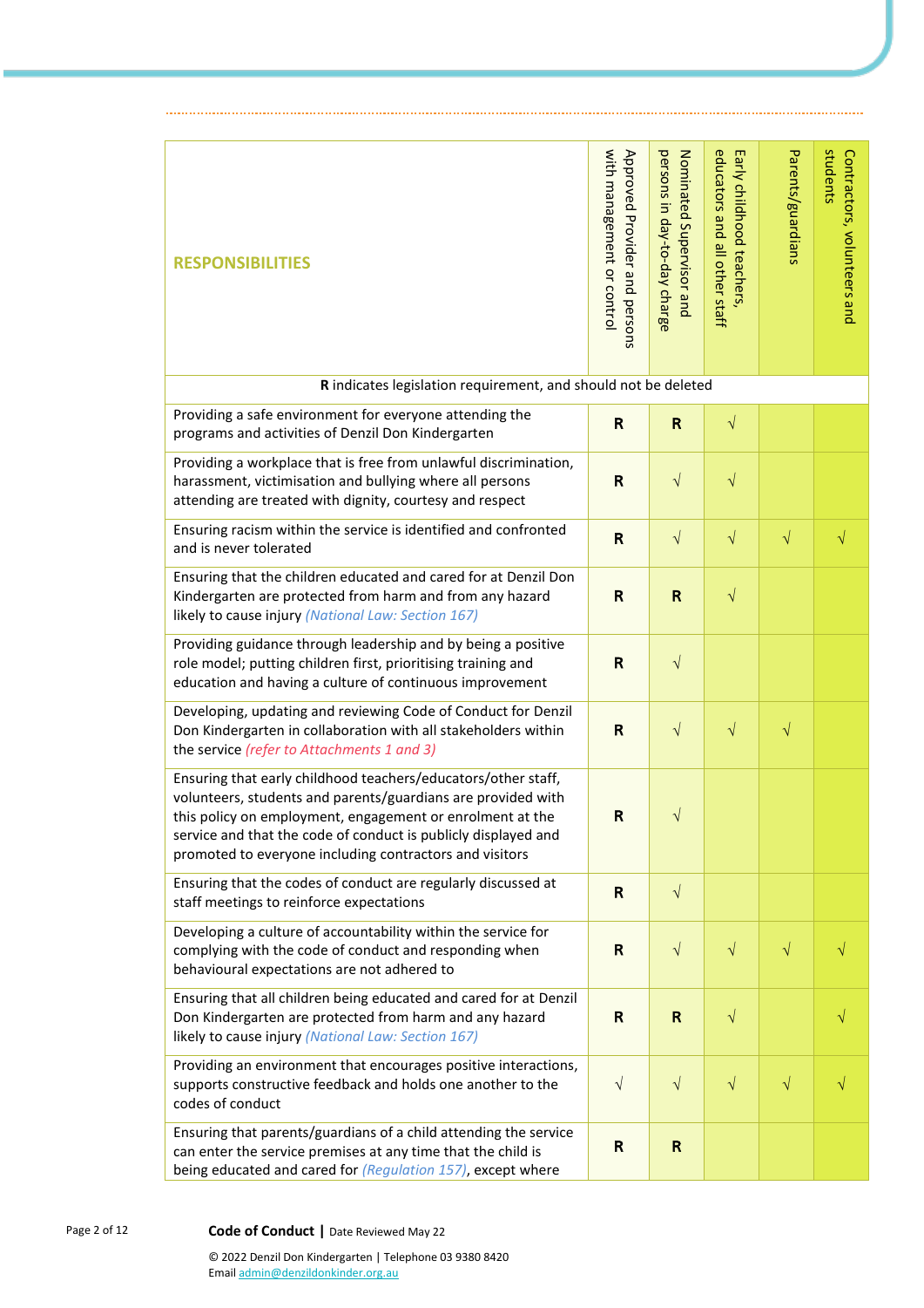| RESPONSIBILITIES | Approved Provider and persons with management or control | Nominated Supervisor and persons in day-to-day charge | Early childhood teachers, educators and all other staff | Parents/guardians | Contractors, volunteers and students |
|---|---|---|---|---|---|
| **R** indicates legislation requirement, and should not be deleted | | | | | |
| Providing a safe environment for everyone attending the programs and activities of Denzil Don Kindergarten | **R** | **R** | √ | | |
| Providing a workplace that is free from unlawful discrimination, harassment, victimisation and bullying where all persons attending are treated with dignity, courtesy and respect | **R** | √ | √ | | |
| Ensuring racism within the service is identified and confronted and is never tolerated | **R** | √ | √ | √ | √ |
| Ensuring that the children educated and cared for at Denzil Don Kindergarten are protected from harm and from any hazard likely to cause injury *(National Law: Section 167)* | **R** | **R** | √ | | |
| Providing guidance through leadership and by being a positive role model; putting children first, prioritising training and education and having a culture of continuous improvement | **R** | √ | | | |
| Developing, updating and reviewing Code of Conduct for Denzil Don Kindergarten in collaboration with all stakeholders within the service *(refer to Attachments 1 and 3)* | **R** | √ | √ | √ | |
| Ensuring that early childhood teachers/educators/other staff, volunteers, students and parents/guardians are provided with this policy on employment, engagement or enrolment at the service and that the code of conduct is publicly displayed and promoted to everyone including contractors and visitors | **R** | √ | | | |
| Ensuring that the codes of conduct are regularly discussed at staff meetings to reinforce expectations | **R** | √ | | | |
| Developing a culture of accountability within the service for complying with the code of conduct and responding when behavioural expectations are not adhered to | **R** | √ | √ | √ | √ |
| Ensuring that all children being educated and cared for at Denzil Don Kindergarten are protected from harm and any hazard likely to cause injury *(National Law: Section 167)* | **R** | **R** | √ | | √ |
| Providing an environment that encourages positive interactions, supports constructive feedback and holds one another to the codes of conduct | √ | √ | √ | √ | √ |
| Ensuring that parents/guardians of a child attending the service can enter the service premises at any time that the child is being educated and cared for *(Regulation 157)*, except where | **R** | **R** | | | |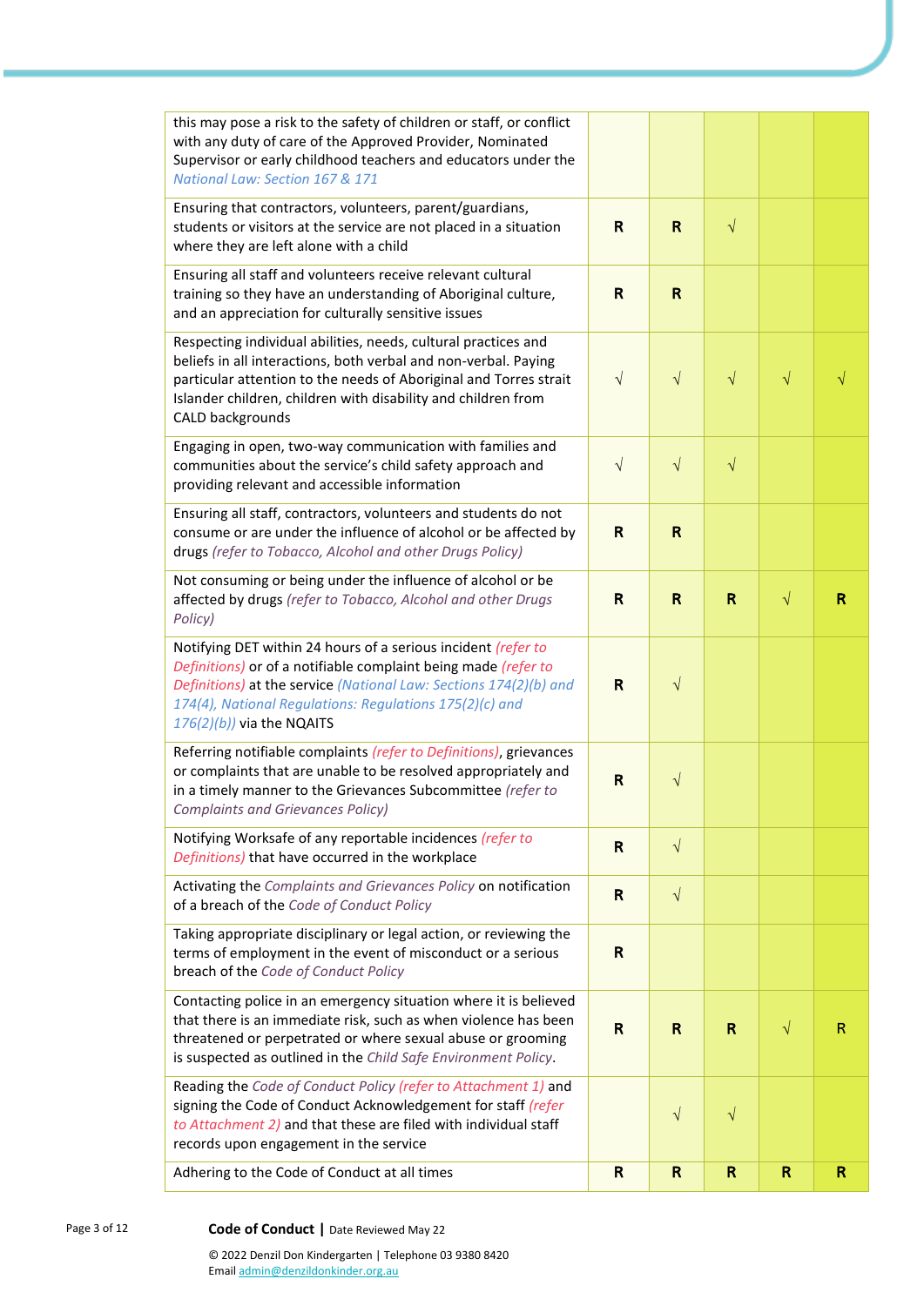| | | | | | |
|---|---|---|---|---|---|
| this may pose a risk to the safety of children or staff, or conflict with any duty of care of the Approved Provider, Nominated Supervisor or early childhood teachers and educators under the *National Law: Section 167 & 171* | | | | | |
| Ensuring that contractors, volunteers, parent/guardians, students or visitors at the service are not placed in a situation where they are left alone with a child | **R** | **R** | √ | | |
| Ensuring all staff and volunteers receive relevant cultural training so they have an understanding of Aboriginal culture, and an appreciation for culturally sensitive issues | **R** | **R** | | | |
| Respecting individual abilities, needs, cultural practices and beliefs in all interactions, both verbal and non-verbal. Paying particular attention to the needs of Aboriginal and Torres strait Islander children, children with disability and children from CALD backgrounds | √ | √ | √ | √ | √ |
| Engaging in open, two-way communication with families and communities about the service's child safety approach and providing relevant and accessible information | √ | √ | √ | | |
| Ensuring all staff, contractors, volunteers and students do not consume or are under the influence of alcohol or be affected by drugs *(refer to Tobacco, Alcohol and other Drugs Policy)* | **R** | **R** | | | |
| Not consuming or being under the influence of alcohol or be affected by drugs *(refer to Tobacco, Alcohol and other Drugs Policy)* | **R** | **R** | **R** | √ | **R** |
| Notifying DET within 24 hours of a serious incident *(refer to Definitions)* or of a notifiable complaint being made *(refer to Definitions)* at the service *(National Law: Sections 174(2)(b) and 174(4), National Regulations: Regulations 175(2)(c) and 176(2)(b))* via the NQAITS | **R** | √ | | | |
| Referring notifiable complaints *(refer to Definitions)*, grievances or complaints that are unable to be resolved appropriately and in a timely manner to the Grievances Subcommittee *(refer to Complaints and Grievances Policy)* | **R** | √ | | | |
| Notifying Worksafe of any reportable incidences *(refer to Definitions)* that have occurred in the workplace | **R** | √ | | | |
| Activating the *Complaints and Grievances Policy* on notification of a breach of the *Code of Conduct Policy* | **R** | √ | | | |
| Taking appropriate disciplinary or legal action, or reviewing the terms of employment in the event of misconduct or a serious breach of the *Code of Conduct Policy* | **R** | | | | |
| Contacting police in an emergency situation where it is believed that there is an immediate risk, such as when violence has been threatened or perpetrated or where sexual abuse or grooming is suspected as outlined in the *Child Safe Environment Policy*. | **R** | **R** | **R** | √ | R |
| Reading the *Code of Conduct Policy (refer to Attachment 1)* and signing the Code of Conduct Acknowledgement for staff *(refer to Attachment 2)* and that these are filed with individual staff records upon engagement in the service | | √ | √ | | |
| Adhering to the Code of Conduct at all times | **R** | **R** | **R** | **R** | **R** |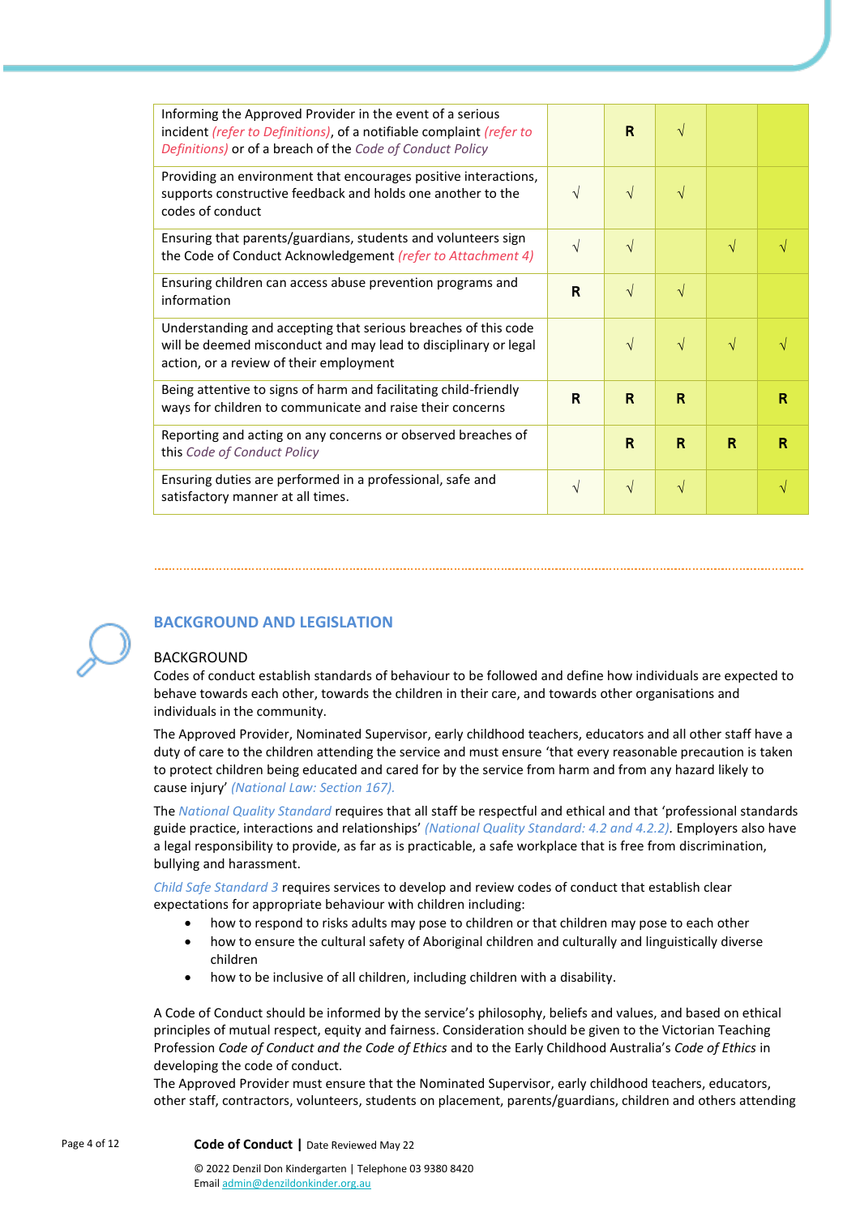| | | | | | |
|---|---|---|---|---|---|
| Informing the Approved Provider in the event of a serious incident *(refer to Definitions)*, of a notifiable complaint *(refer to Definitions)* or of a breach of the *Code of Conduct Policy* | | **R** | √ | | |
| Providing an environment that encourages positive interactions, supports constructive feedback and holds one another to the codes of conduct | √ | √ | √ | | |
| Ensuring that parents/guardians, students and volunteers sign the Code of Conduct Acknowledgement *(refer to Attachment 4)* | √ | √ | | √ | √ |
| Ensuring children can access abuse prevention programs and information | **R** | √ | √ | | |
| Understanding and accepting that serious breaches of this code will be deemed misconduct and may lead to disciplinary or legal action, or a review of their employment | | √ | √ | √ | √ |
| Being attentive to signs of harm and facilitating child-friendly ways for children to communicate and raise their concerns | **R** | **R** | **R** | | **R** |
| Reporting and acting on any concerns or observed breaches of this *Code of Conduct Policy* | | **R** | **R** | **R** | **R** |
| Ensuring duties are performed in a professional, safe and satisfactory manner at all times. | √ | √ | √ | | √ |

## BACKGROUND AND LEGISLATION

### BACKGROUND

Codes of conduct establish standards of behaviour to be followed and define how individuals are expected to behave towards each other, towards the children in their care, and towards other organisations and individuals in the community.

The Approved Provider, Nominated Supervisor, early childhood teachers, educators and all other staff have a duty of care to the children attending the service and must ensure 'that every reasonable precaution is taken to protect children being educated and cared for by the service from harm and from any hazard likely to cause injury' *(National Law: Section 167).*

The *National Quality Standard* requires that all staff be respectful and ethical and that 'professional standards guide practice, interactions and relationships' *(National Quality Standard: 4.2 and 4.2.2).* Employers also have a legal responsibility to provide, as far as is practicable, a safe workplace that is free from discrimination, bullying and harassment.

*Child Safe Standard 3* requires services to develop and review codes of conduct that establish clear expectations for appropriate behaviour with children including:

- how to respond to risks adults may pose to children or that children may pose to each other
- how to ensure the cultural safety of Aboriginal children and culturally and linguistically diverse children
- how to be inclusive of all children, including children with a disability.

A Code of Conduct should be informed by the service's philosophy, beliefs and values, and based on ethical principles of mutual respect, equity and fairness. Consideration should be given to the Victorian Teaching Profession *Code of Conduct and the Code of Ethics* and to the Early Childhood Australia's *Code of Ethics* in developing the code of conduct.

The Approved Provider must ensure that the Nominated Supervisor, early childhood teachers, educators, other staff, contractors, volunteers, students on placement, parents/guardians, children and others attending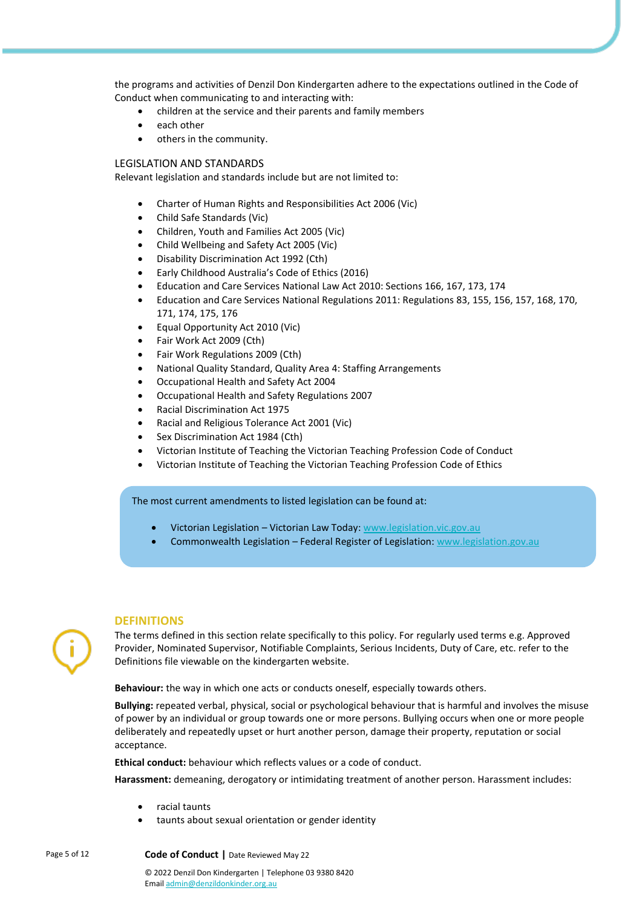the programs and activities of Denzil Don Kindergarten adhere to the expectations outlined in the Code of Conduct when communicating to and interacting with:

- children at the service and their parents and family members
- each other
- others in the community.

## LEGISLATION AND STANDARDS

Relevant legislation and standards include but are not limited to:

- Charter of Human Rights and Responsibilities Act 2006 (Vic)
- Child Safe Standards (Vic)
- Children, Youth and Families Act 2005 (Vic)
- Child Wellbeing and Safety Act 2005 (Vic)
- Disability Discrimination Act 1992 (Cth)
- Early Childhood Australia's Code of Ethics (2016)
- Education and Care Services National Law Act 2010: Sections 166, 167, 173, 174
- Education and Care Services National Regulations 2011: Regulations 83, 155, 156, 157, 168, 170, 171, 174, 175, 176
- Equal Opportunity Act 2010 (Vic)
- Fair Work Act 2009 (Cth)
- Fair Work Regulations 2009 (Cth)
- National Quality Standard, Quality Area 4: Staffing Arrangements
- Occupational Health and Safety Act 2004
- Occupational Health and Safety Regulations 2007
- Racial Discrimination Act 1975
- Racial and Religious Tolerance Act 2001 (Vic)
- Sex Discrimination Act 1984 (Cth)
- Victorian Institute of Teaching the Victorian Teaching Profession Code of Conduct
- Victorian Institute of Teaching the Victorian Teaching Profession Code of Ethics

The most current amendments to listed legislation can be found at:

- Victorian Legislation – Victorian Law Today: www.legislation.vic.gov.au
- Commonwealth Legislation – Federal Register of Legislation: www.legislation.gov.au

## DEFINITIONS

The terms defined in this section relate specifically to this policy. For regularly used terms e.g. Approved Provider, Nominated Supervisor, Notifiable Complaints, Serious Incidents, Duty of Care, etc. refer to the Definitions file viewable on the kindergarten website.

**Behaviour:** the way in which one acts or conducts oneself, especially towards others.

**Bullying:** repeated verbal, physical, social or psychological behaviour that is harmful and involves the misuse of power by an individual or group towards one or more persons. Bullying occurs when one or more people deliberately and repeatedly upset or hurt another person, damage their property, reputation or social acceptance.

**Ethical conduct:** behaviour which reflects values or a code of conduct.

**Harassment:** demeaning, derogatory or intimidating treatment of another person. Harassment includes:

- racial taunts
- taunts about sexual orientation or gender identity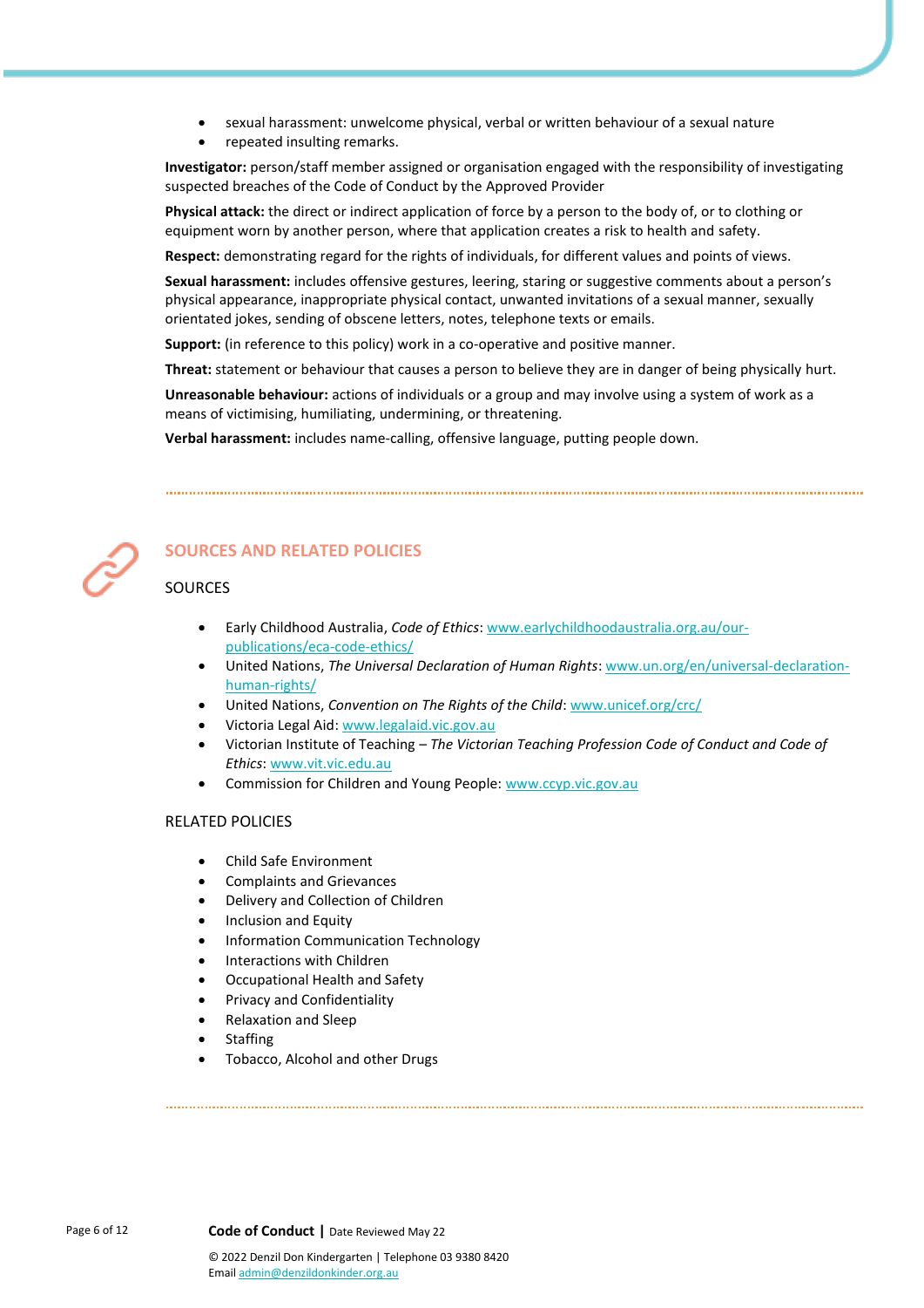- sexual harassment: unwelcome physical, verbal or written behaviour of a sexual nature
- repeated insulting remarks.

**Investigator:** person/staff member assigned or organisation engaged with the responsibility of investigating suspected breaches of the Code of Conduct by the Approved Provider

**Physical attack:** the direct or indirect application of force by a person to the body of, or to clothing or equipment worn by another person, where that application creates a risk to health and safety.

**Respect:** demonstrating regard for the rights of individuals, for different values and points of views.

**Sexual harassment:** includes offensive gestures, leering, staring or suggestive comments about a person's physical appearance, inappropriate physical contact, unwanted invitations of a sexual manner, sexually orientated jokes, sending of obscene letters, notes, telephone texts or emails.

**Support:** (in reference to this policy) work in a co-operative and positive manner.

**Threat:** statement or behaviour that causes a person to believe they are in danger of being physically hurt.

**Unreasonable behaviour:** actions of individuals or a group and may involve using a system of work as a means of victimising, humiliating, undermining, or threatening.

**Verbal harassment:** includes name-calling, offensive language, putting people down.

## SOURCES AND RELATED POLICIES

### SOURCES

- Early Childhood Australia, *Code of Ethics*: www.earlychildhoodaustralia.org.au/our-publications/eca-code-ethics/
- United Nations, *The Universal Declaration of Human Rights*: www.un.org/en/universal-declaration-human-rights/
- United Nations, *Convention on The Rights of the Child*: www.unicef.org/crc/
- Victoria Legal Aid: www.legalaid.vic.gov.au
- Victorian Institute of Teaching – *The Victorian Teaching Profession Code of Conduct and Code of Ethics*: www.vit.vic.edu.au
- Commission for Children and Young People: www.ccyp.vic.gov.au

### RELATED POLICIES

- Child Safe Environment
- Complaints and Grievances
- Delivery and Collection of Children
- Inclusion and Equity
- Information Communication Technology
- Interactions with Children
- Occupational Health and Safety
- Privacy and Confidentiality
- Relaxation and Sleep
- Staffing
- Tobacco, Alcohol and other Drugs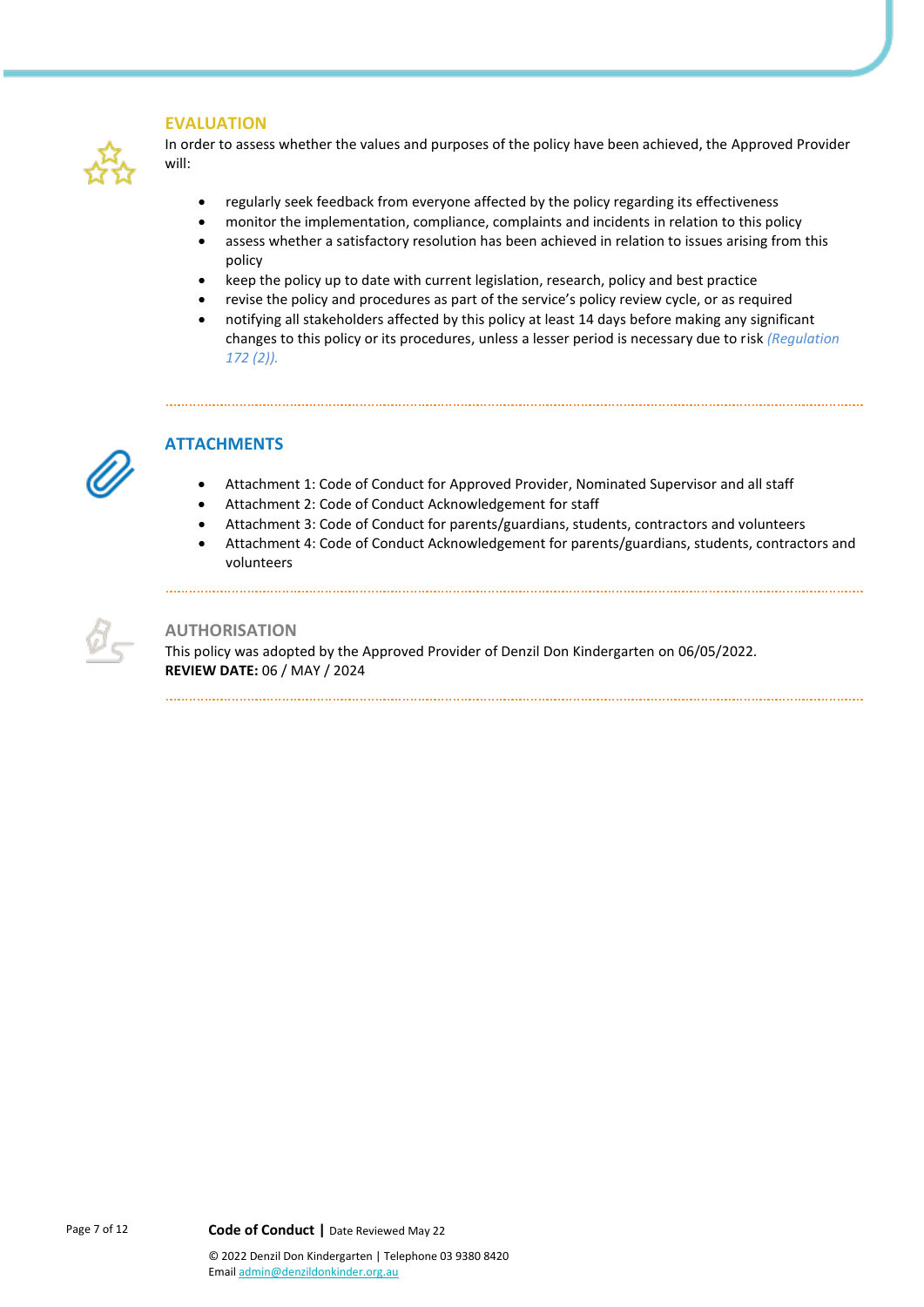## EVALUATION

In order to assess whether the values and purposes of the policy have been achieved, the Approved Provider will:

- regularly seek feedback from everyone affected by the policy regarding its effectiveness
- monitor the implementation, compliance, complaints and incidents in relation to this policy
- assess whether a satisfactory resolution has been achieved in relation to issues arising from this policy
- keep the policy up to date with current legislation, research, policy and best practice
- revise the policy and procedures as part of the service's policy review cycle, or as required
- notifying all stakeholders affected by this policy at least 14 days before making any significant changes to this policy or its procedures, unless a lesser period is necessary due to risk *(Regulation 172 (2)).*

## ATTACHMENTS

- Attachment 1: Code of Conduct for Approved Provider, Nominated Supervisor and all staff
- Attachment 2: Code of Conduct Acknowledgement for staff
- Attachment 3: Code of Conduct for parents/guardians, students, contractors and volunteers
- Attachment 4: Code of Conduct Acknowledgement for parents/guardians, students, contractors and volunteers

## AUTHORISATION

This policy was adopted by the Approved Provider of Denzil Don Kindergarten on 06/05/2022.
**REVIEW DATE:** 06 / MAY / 2024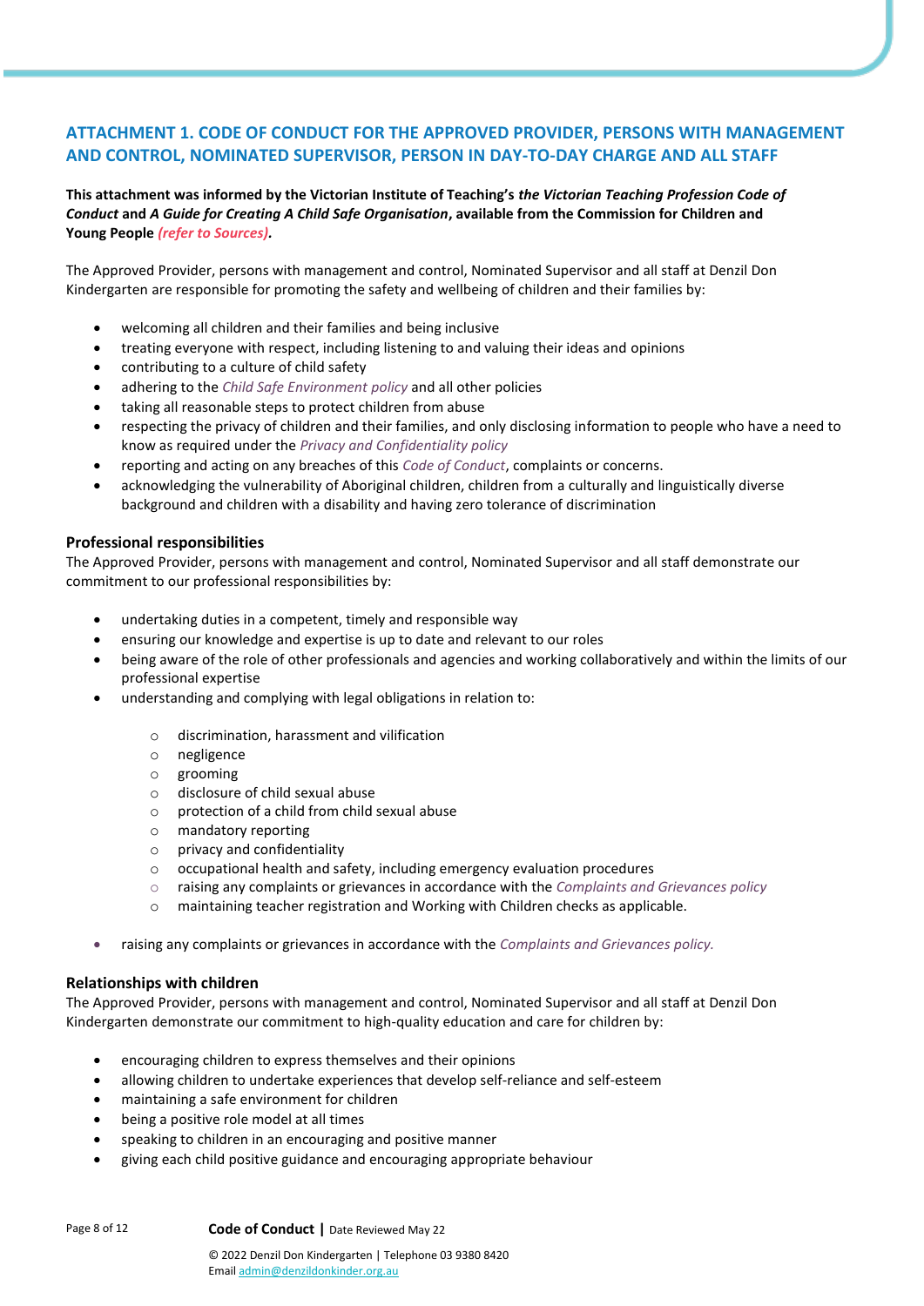## ATTACHMENT 1. CODE OF CONDUCT FOR THE APPROVED PROVIDER, PERSONS WITH MANAGEMENT AND CONTROL, NOMINATED SUPERVISOR, PERSON IN DAY-TO-DAY CHARGE AND ALL STAFF

**This attachment was informed by the Victorian Institute of Teaching's *the Victorian Teaching Profession Code of Conduct* and *A Guide for Creating A Child Safe Organisation*, available from the Commission for Children and Young People *(refer to Sources)*.**

The Approved Provider, persons with management and control, Nominated Supervisor and all staff at Denzil Don Kindergarten are responsible for promoting the safety and wellbeing of children and their families by:

- welcoming all children and their families and being inclusive
- treating everyone with respect, including listening to and valuing their ideas and opinions
- contributing to a culture of child safety
- adhering to the *Child Safe Environment policy* and all other policies
- taking all reasonable steps to protect children from abuse
- respecting the privacy of children and their families, and only disclosing information to people who have a need to know as required under the *Privacy and Confidentiality policy*
- reporting and acting on any breaches of this *Code of Conduct*, complaints or concerns.
- acknowledging the vulnerability of Aboriginal children, children from a culturally and linguistically diverse background and children with a disability and having zero tolerance of discrimination

### Professional responsibilities

The Approved Provider, persons with management and control, Nominated Supervisor and all staff demonstrate our commitment to our professional responsibilities by:

- undertaking duties in a competent, timely and responsible way
- ensuring our knowledge and expertise is up to date and relevant to our roles
- being aware of the role of other professionals and agencies and working collaboratively and within the limits of our professional expertise
- understanding and complying with legal obligations in relation to:
  - discrimination, harassment and vilification
  - negligence
  - grooming
  - disclosure of child sexual abuse
  - protection of a child from child sexual abuse
  - mandatory reporting
  - privacy and confidentiality
  - occupational health and safety, including emergency evaluation procedures
  - raising any complaints or grievances in accordance with the *Complaints and Grievances policy*
  - maintaining teacher registration and Working with Children checks as applicable.
- raising any complaints or grievances in accordance with the *Complaints and Grievances policy.*

### Relationships with children

The Approved Provider, persons with management and control, Nominated Supervisor and all staff at Denzil Don Kindergarten demonstrate our commitment to high-quality education and care for children by:

- encouraging children to express themselves and their opinions
- allowing children to undertake experiences that develop self-reliance and self-esteem
- maintaining a safe environment for children
- being a positive role model at all times
- speaking to children in an encouraging and positive manner
- giving each child positive guidance and encouraging appropriate behaviour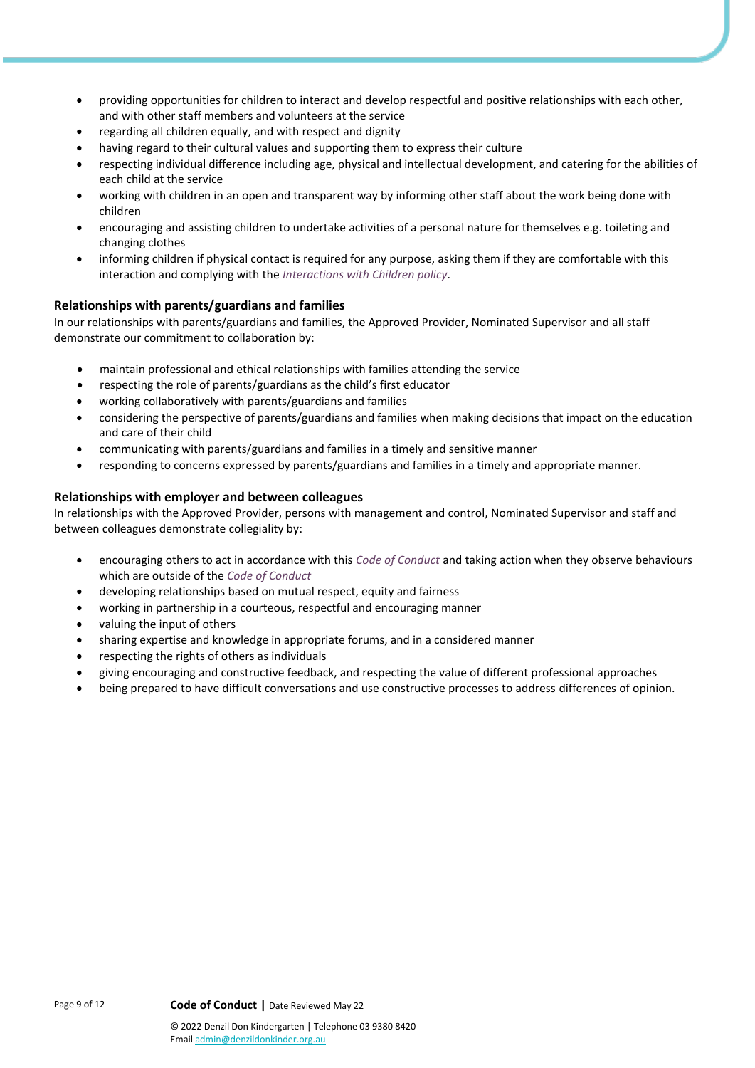- providing opportunities for children to interact and develop respectful and positive relationships with each other, and with other staff members and volunteers at the service
- regarding all children equally, and with respect and dignity
- having regard to their cultural values and supporting them to express their culture
- respecting individual difference including age, physical and intellectual development, and catering for the abilities of each child at the service
- working with children in an open and transparent way by informing other staff about the work being done with children
- encouraging and assisting children to undertake activities of a personal nature for themselves e.g. toileting and changing clothes
- informing children if physical contact is required for any purpose, asking them if they are comfortable with this interaction and complying with the *Interactions with Children policy*.

### Relationships with parents/guardians and families

In our relationships with parents/guardians and families, the Approved Provider, Nominated Supervisor and all staff demonstrate our commitment to collaboration by:

- maintain professional and ethical relationships with families attending the service
- respecting the role of parents/guardians as the child's first educator
- working collaboratively with parents/guardians and families
- considering the perspective of parents/guardians and families when making decisions that impact on the education and care of their child
- communicating with parents/guardians and families in a timely and sensitive manner
- responding to concerns expressed by parents/guardians and families in a timely and appropriate manner.

### Relationships with employer and between colleagues

In relationships with the Approved Provider, persons with management and control, Nominated Supervisor and staff and between colleagues demonstrate collegiality by:

- encouraging others to act in accordance with this *Code of Conduct* and taking action when they observe behaviours which are outside of the *Code of Conduct*
- developing relationships based on mutual respect, equity and fairness
- working in partnership in a courteous, respectful and encouraging manner
- valuing the input of others
- sharing expertise and knowledge in appropriate forums, and in a considered manner
- respecting the rights of others as individuals
- giving encouraging and constructive feedback, and respecting the value of different professional approaches
- being prepared to have difficult conversations and use constructive processes to address differences of opinion.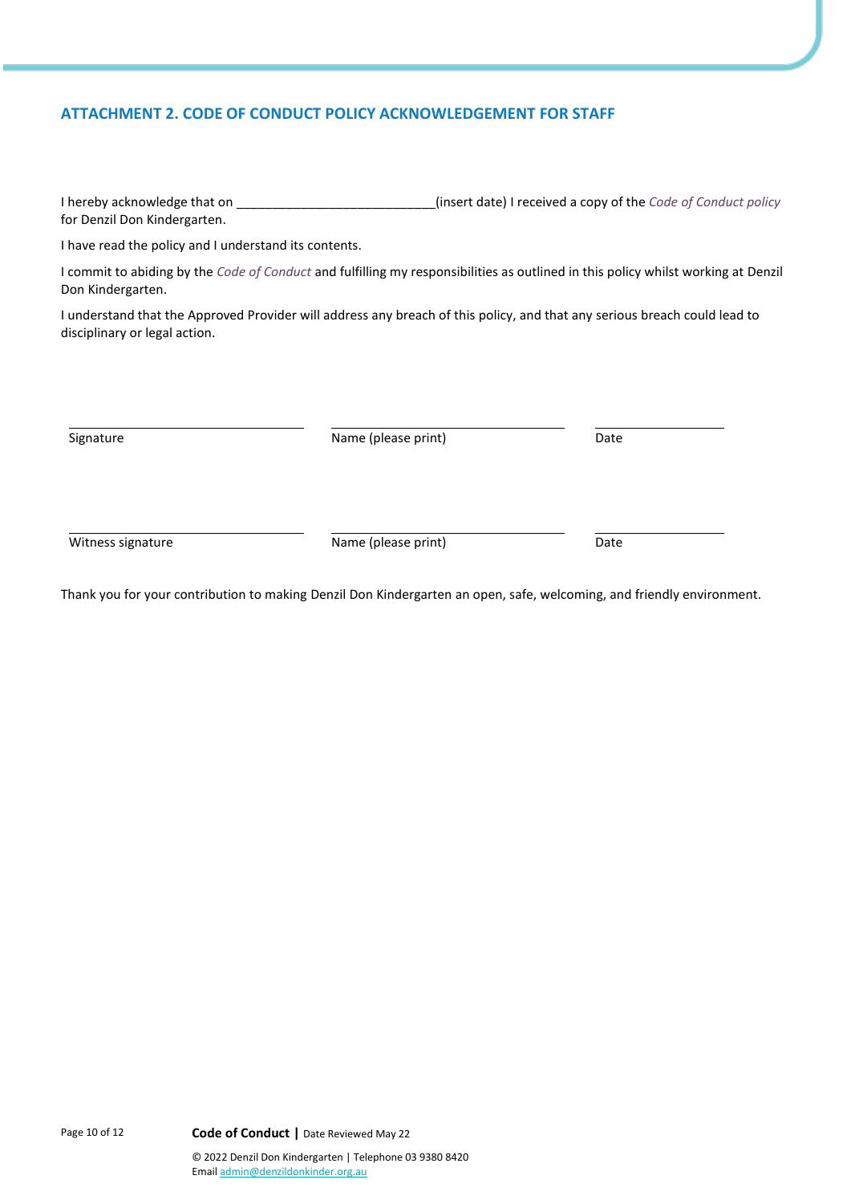## ATTACHMENT 2. CODE OF CONDUCT POLICY ACKNOWLEDGEMENT FOR STAFF

I hereby acknowledge that on ____________________________(insert date) I received a copy of the *Code of Conduct policy* for Denzil Don Kindergarten.

I have read the policy and I understand its contents.

I commit to abiding by the *Code of Conduct* and fulfilling my responsibilities as outlined in this policy whilst working at Denzil Don Kindergarten.

I understand that the Approved Provider will address any breach of this policy, and that any serious breach could lead to disciplinary or legal action.

| ______________________________ | ______________________________ | ________________ |
|---|---|---|
| Signature | Name (please print) | Date |
| ______________________________ | ______________________________ | ________________ |
| Witness signature | Name (please print) | Date |

Thank you for your contribution to making Denzil Don Kindergarten an open, safe, welcoming, and friendly environment.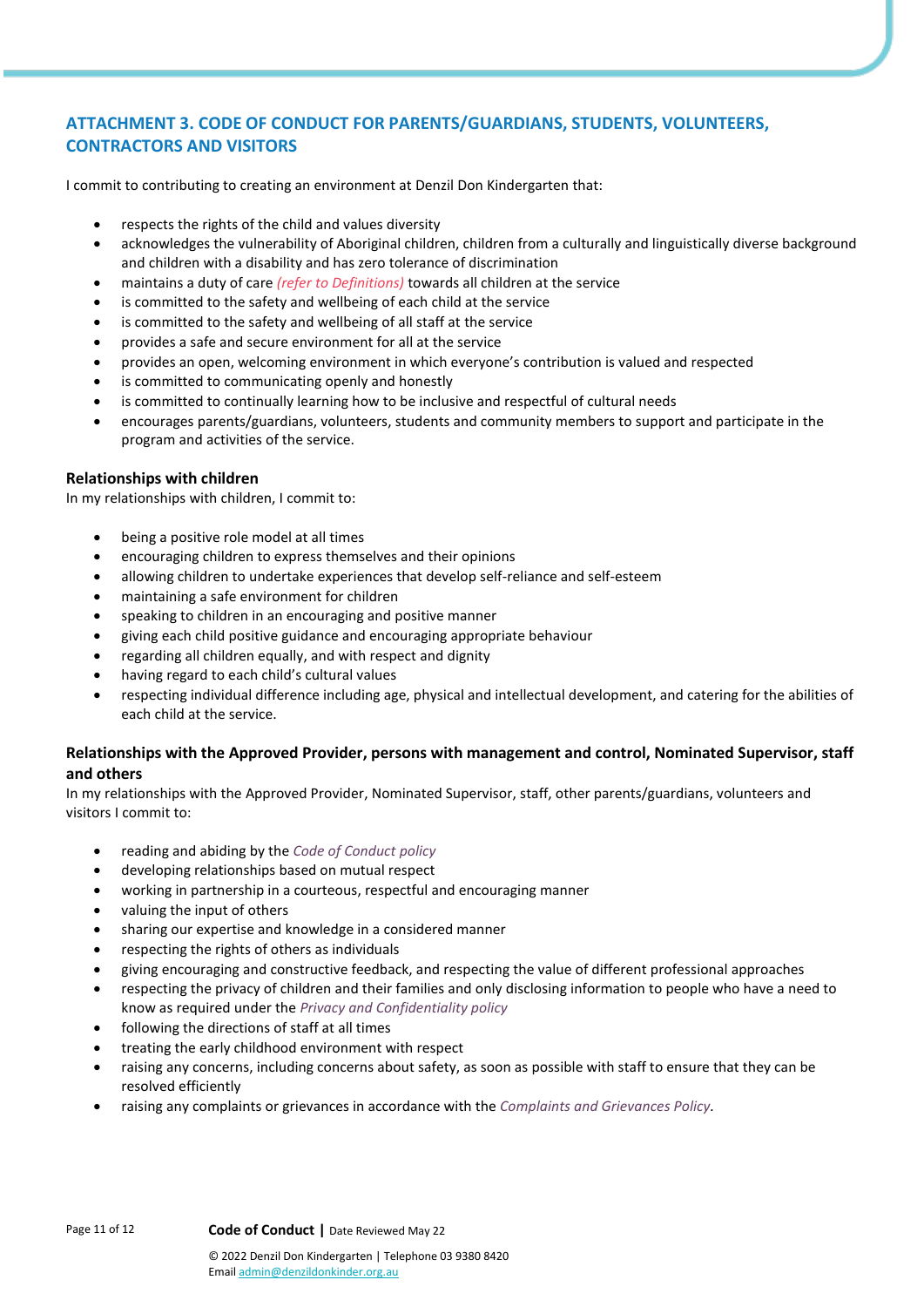## ATTACHMENT 3. CODE OF CONDUCT FOR PARENTS/GUARDIANS, STUDENTS, VOLUNTEERS, CONTRACTORS AND VISITORS

I commit to contributing to creating an environment at Denzil Don Kindergarten that:

- respects the rights of the child and values diversity
- acknowledges the vulnerability of Aboriginal children, children from a culturally and linguistically diverse background and children with a disability and has zero tolerance of discrimination
- maintains a duty of care *(refer to Definitions)* towards all children at the service
- is committed to the safety and wellbeing of each child at the service
- is committed to the safety and wellbeing of all staff at the service
- provides a safe and secure environment for all at the service
- provides an open, welcoming environment in which everyone's contribution is valued and respected
- is committed to communicating openly and honestly
- is committed to continually learning how to be inclusive and respectful of cultural needs
- encourages parents/guardians, volunteers, students and community members to support and participate in the program and activities of the service.

**Relationships with children**

In my relationships with children, I commit to:

- being a positive role model at all times
- encouraging children to express themselves and their opinions
- allowing children to undertake experiences that develop self-reliance and self-esteem
- maintaining a safe environment for children
- speaking to children in an encouraging and positive manner
- giving each child positive guidance and encouraging appropriate behaviour
- regarding all children equally, and with respect and dignity
- having regard to each child's cultural values
- respecting individual difference including age, physical and intellectual development, and catering for the abilities of each child at the service.

**Relationships with the Approved Provider, persons with management and control, Nominated Supervisor, staff and others**

In my relationships with the Approved Provider, Nominated Supervisor, staff, other parents/guardians, volunteers and visitors I commit to:

- reading and abiding by the *Code of Conduct policy*
- developing relationships based on mutual respect
- working in partnership in a courteous, respectful and encouraging manner
- valuing the input of others
- sharing our expertise and knowledge in a considered manner
- respecting the rights of others as individuals
- giving encouraging and constructive feedback, and respecting the value of different professional approaches
- respecting the privacy of children and their families and only disclosing information to people who have a need to know as required under the *Privacy and Confidentiality policy*
- following the directions of staff at all times
- treating the early childhood environment with respect
- raising any concerns, including concerns about safety, as soon as possible with staff to ensure that they can be resolved efficiently
- raising any complaints or grievances in accordance with the *Complaints and Grievances Policy*.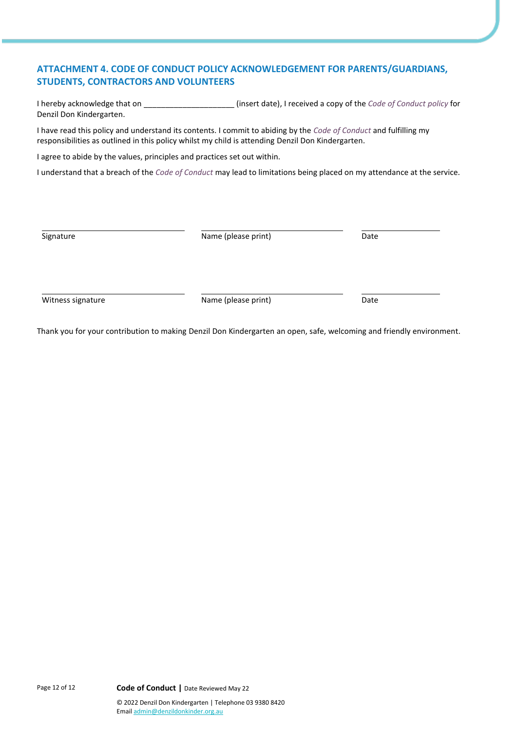## ATTACHMENT 4. CODE OF CONDUCT POLICY ACKNOWLEDGEMENT FOR PARENTS/GUARDIANS, STUDENTS, CONTRACTORS AND VOLUNTEERS

I hereby acknowledge that on ____________________ (insert date), I received a copy of the *Code of Conduct policy* for Denzil Don Kindergarten.

I have read this policy and understand its contents. I commit to abiding by the *Code of Conduct* and fulfilling my responsibilities as outlined in this policy whilst my child is attending Denzil Don Kindergarten.

I agree to abide by the values, principles and practices set out within.

I understand that a breach of the *Code of Conduct* may lead to limitations being placed on my attendance at the service.

| | | |
|---|---|---|
| ______________________ | ______________________ | ____________ |
| Signature | Name (please print) | Date |
| ______________________ | ______________________ | ____________ |
| Witness signature | Name (please print) | Date |

Thank you for your contribution to making Denzil Don Kindergarten an open, safe, welcoming and friendly environment.